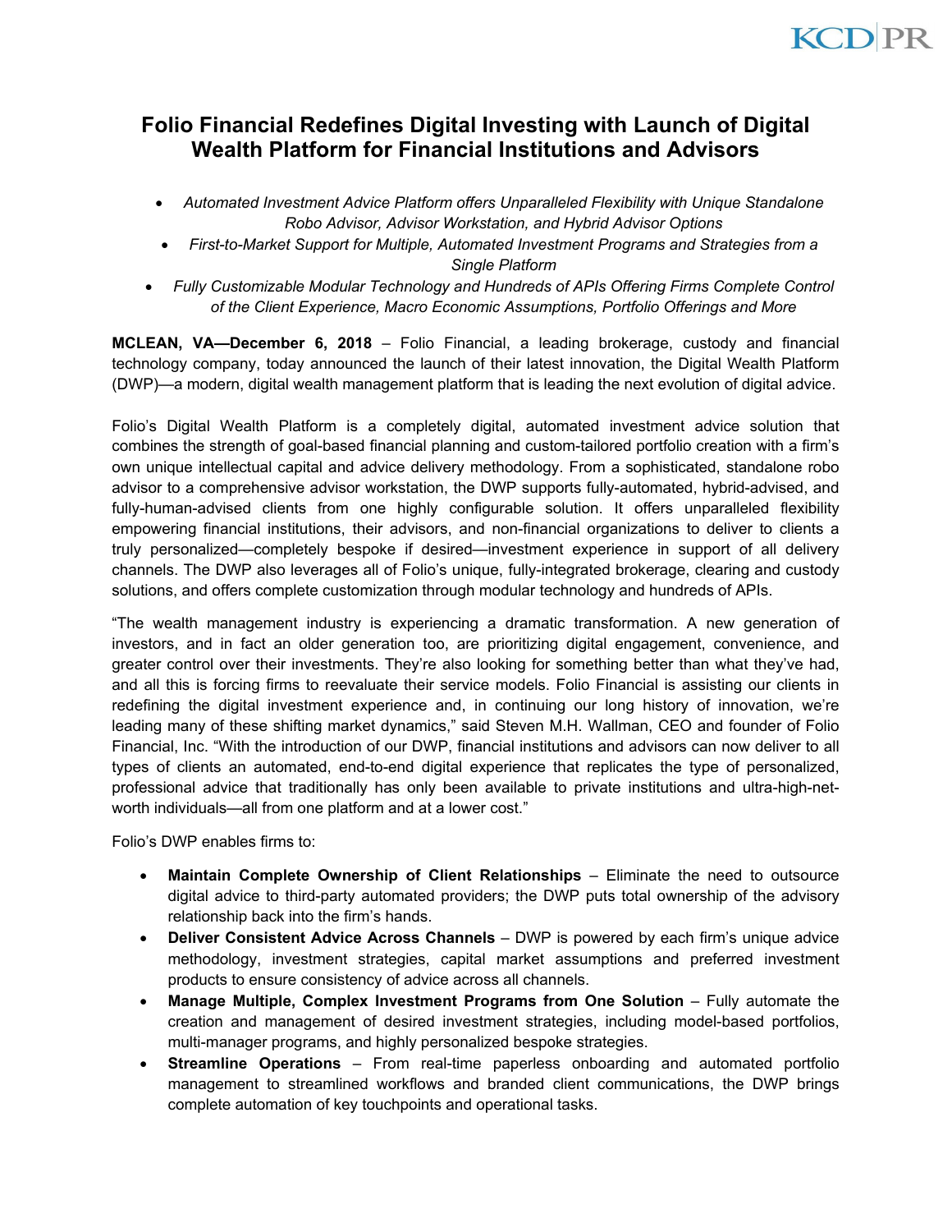# Folio Financial Redefines Digital Investing with Launch of Digital Wealth Platform for Financial Institutions and Advisors

- *Automated Investment Advice Platform offers Unparalleled Flexibility with Unique Standalone Robo Advisor, Advisor Workstation, and Hybrid Advisor Options*
- *First-to-Market Support for Multiple, Automated Investment Programs and Strategies from a Single Platform*
- *Fully Customizable Modular Technology and Hundreds of APIs Offering Firms Complete Control of the Client Experience, Macro Economic Assumptions, Portfolio Offerings and More*

**MCLEAN, VA—December 6, 2018** – Folio Financial, a leading brokerage, custody and financial technology company, today announced the launch of their latest innovation, the Digital Wealth Platform (DWP)—a modern, digital wealth management platform that is leading the next evolution of digital advice.

Folio's Digital Wealth Platform is a completely digital, automated investment advice solution that combines the strength of goal-based financial planning and custom-tailored portfolio creation with a firm's own unique intellectual capital and advice delivery methodology. From a sophisticated, standalone robo advisor to a comprehensive advisor workstation, the DWP supports fully-automated, hybrid-advised, and fully-human-advised clients from one highly configurable solution. It offers unparalleled flexibility empowering financial institutions, their advisors, and non-financial organizations to deliver to clients a truly personalized—completely bespoke if desired—investment experience in support of all delivery channels. The DWP also leverages all of Folio's unique, fully-integrated brokerage, clearing and custody solutions, and offers complete customization through modular technology and hundreds of APIs.

"The wealth management industry is experiencing a dramatic transformation. A new generation of investors, and in fact an older generation too, are prioritizing digital engagement, convenience, and greater control over their investments. They're also looking for something better than what they've had, and all this is forcing firms to reevaluate their service models. Folio Financial is assisting our clients in redefining the digital investment experience and, in continuing our long history of innovation, we're leading many of these shifting market dynamics," said Steven M.H. Wallman, CEO and founder of Folio Financial, Inc. "With the introduction of our DWP, financial institutions and advisors can now deliver to all types of clients an automated, end-to-end digital experience that replicates the type of personalized, professional advice that traditionally has only been available to private institutions and ultra-high-net-worth individuals—all from one platform and at a lower cost."

Folio's DWP enables firms to:

- **Maintain Complete Ownership of Client Relationships** – Eliminate the need to outsource digital advice to third-party automated providers; the DWP puts total ownership of the advisory relationship back into the firm's hands.
- **Deliver Consistent Advice Across Channels** – DWP is powered by each firm's unique advice methodology, investment strategies, capital market assumptions and preferred investment products to ensure consistency of advice across all channels.
- **Manage Multiple, Complex Investment Programs from One Solution** – Fully automate the creation and management of desired investment strategies, including model-based portfolios, multi-manager programs, and highly personalized bespoke strategies.
- **Streamline Operations** – From real-time paperless onboarding and automated portfolio management to streamlined workflows and branded client communications, the DWP brings complete automation of key touchpoints and operational tasks.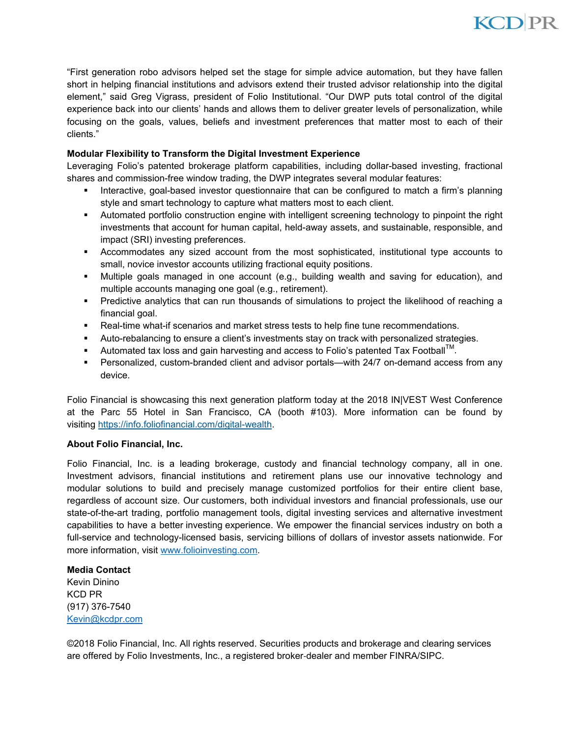"First generation robo advisors helped set the stage for simple advice automation, but they have fallen short in helping financial institutions and advisors extend their trusted advisor relationship into the digital element," said Greg Vigrass, president of Folio Institutional. "Our DWP puts total control of the digital experience back into our clients' hands and allows them to deliver greater levels of personalization, while focusing on the goals, values, beliefs and investment preferences that matter most to each of their clients."

**Modular Flexibility to Transform the Digital Investment Experience**

Leveraging Folio's patented brokerage platform capabilities, including dollar-based investing, fractional shares and commission-free window trading, the DWP integrates several modular features:

- Interactive, goal-based investor questionnaire that can be configured to match a firm's planning style and smart technology to capture what matters most to each client.
- Automated portfolio construction engine with intelligent screening technology to pinpoint the right investments that account for human capital, held-away assets, and sustainable, responsible, and impact (SRI) investing preferences.
- Accommodates any sized account from the most sophisticated, institutional type accounts to small, novice investor accounts utilizing fractional equity positions.
- Multiple goals managed in one account (e.g., building wealth and saving for education), and multiple accounts managing one goal (e.g., retirement).
- Predictive analytics that can run thousands of simulations to project the likelihood of reaching a financial goal.
- Real-time what-if scenarios and market stress tests to help fine tune recommendations.
- Auto-rebalancing to ensure a client's investments stay on track with personalized strategies.
- Automated tax loss and gain harvesting and access to Folio's patented Tax Football™.
- Personalized, custom-branded client and advisor portals—with 24/7 on-demand access from any device.

Folio Financial is showcasing this next generation platform today at the 2018 IN|VEST West Conference at the Parc 55 Hotel in San Francisco, CA (booth #103). More information can be found by visiting https://info.foliofinancial.com/digital-wealth.

**About Folio Financial, Inc.**

Folio Financial, Inc. is a leading brokerage, custody and financial technology company, all in one. Investment advisors, financial institutions and retirement plans use our innovative technology and modular solutions to build and precisely manage customized portfolios for their entire client base, regardless of account size. Our customers, both individual investors and financial professionals, use our state-of-the-art trading, portfolio management tools, digital investing services and alternative investment capabilities to have a better investing experience. We empower the financial services industry on both a full-service and technology-licensed basis, servicing billions of dollars of investor assets nationwide. For more information, visit www.folioinvesting.com.

**Media Contact**
Kevin Dinino
KCD PR
(917) 376-7540
Kevin@kcdpr.com

©2018 Folio Financial, Inc. All rights reserved. Securities products and brokerage and clearing services are offered by Folio Investments, Inc., a registered broker-dealer and member FINRA/SIPC.